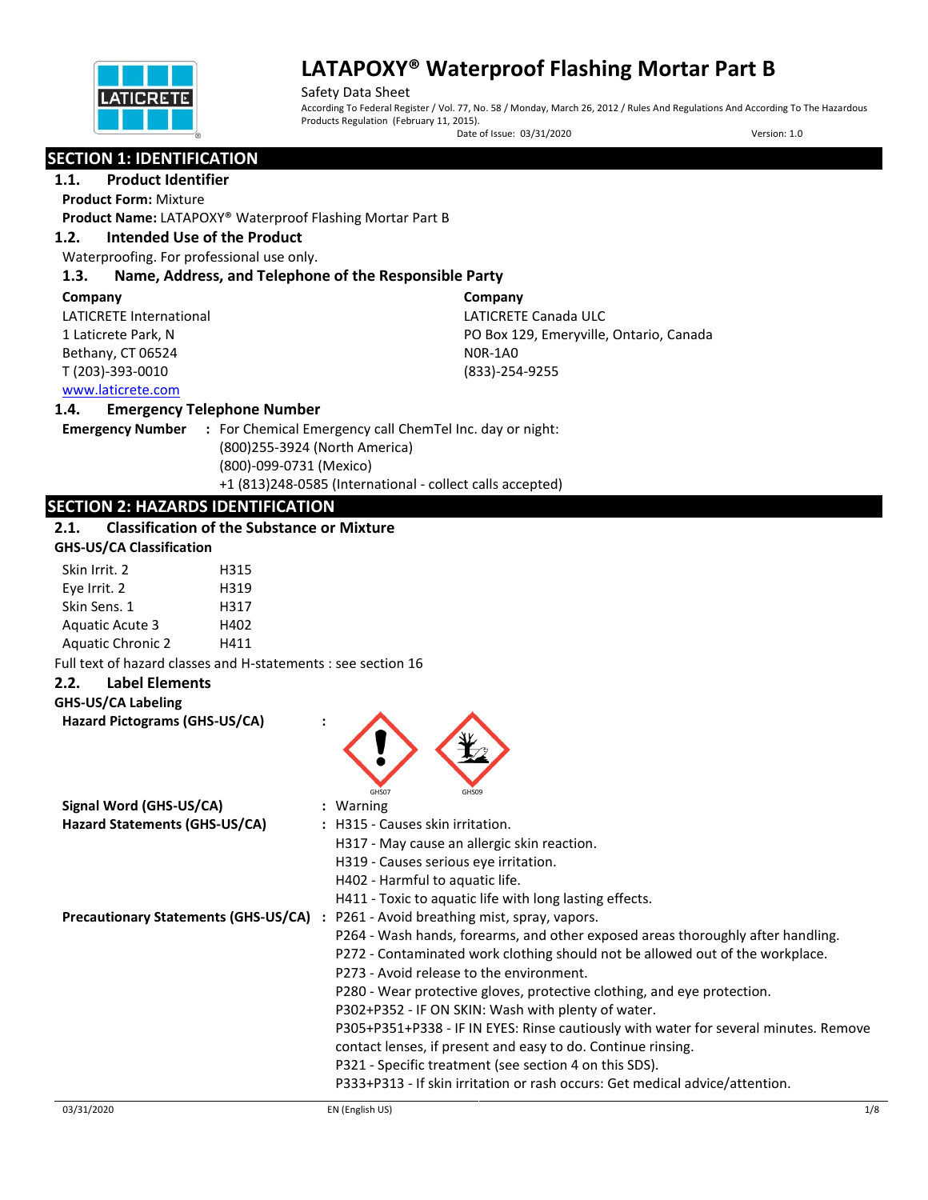# LATAPOXY® Waterproof Flashing Mortar Part B

Safety Data Sheet

According To Federal Register / Vol. 77, No. 58 / Monday, March 26, 2012 / Rules And Regulations And According To The Hazardous Products Regulation (February 11, 2015).

Date of Issue: 03/31/2020 Version: 1.0

## SECTION 1: IDENTIFICATION

### 1.1. Product Identifier

**Product Form:** Mixture

**Product Name:** LATAPOXY® Waterproof Flashing Mortar Part B

### 1.2. Intended Use of the Product

Waterproofing. For professional use only.

### 1.3. Name, Address, and Telephone of the Responsible Party

**Company**
LATICRETE International
1 Laticrete Park, N
Bethany, CT 06524
T (203)-393-0010
www.laticrete.com

**Company**
LATICRETE Canada ULC
PO Box 129, Emeryville, Ontario, Canada
N0R-1A0
(833)-254-9255

### 1.4. Emergency Telephone Number

**Emergency Number** : For Chemical Emergency call ChemTel Inc. day or night:
(800)255-3924 (North America)
(800)-099-0731 (Mexico)
+1 (813)248-0585 (International - collect calls accepted)

## SECTION 2: HAZARDS IDENTIFICATION

### 2.1. Classification of the Substance or Mixture

**GHS-US/CA Classification**

| | |
|---|---|
| Skin Irrit. 2 | H315 |
| Eye Irrit. 2 | H319 |
| Skin Sens. 1 | H317 |
| Aquatic Acute 3 | H402 |
| Aquatic Chronic 2 | H411 |

Full text of hazard classes and H-statements : see section 16

### 2.2. Label Elements

**GHS-US/CA Labeling**

**Hazard Pictograms (GHS-US/CA)** : GHS07 GHS09

**Signal Word (GHS-US/CA)** : Warning

**Hazard Statements (GHS-US/CA)** : H315 - Causes skin irritation.
H317 - May cause an allergic skin reaction.
H319 - Causes serious eye irritation.
H402 - Harmful to aquatic life.
H411 - Toxic to aquatic life with long lasting effects.

**Precautionary Statements (GHS-US/CA)** : P261 - Avoid breathing mist, spray, vapors.
P264 - Wash hands, forearms, and other exposed areas thoroughly after handling.
P272 - Contaminated work clothing should not be allowed out of the workplace.
P273 - Avoid release to the environment.
P280 - Wear protective gloves, protective clothing, and eye protection.
P302+P352 - IF ON SKIN: Wash with plenty of water.
P305+P351+P338 - IF IN EYES: Rinse cautiously with water for several minutes. Remove contact lenses, if present and easy to do. Continue rinsing.
P321 - Specific treatment (see section 4 on this SDS).
P333+P313 - If skin irritation or rash occurs: Get medical advice/attention.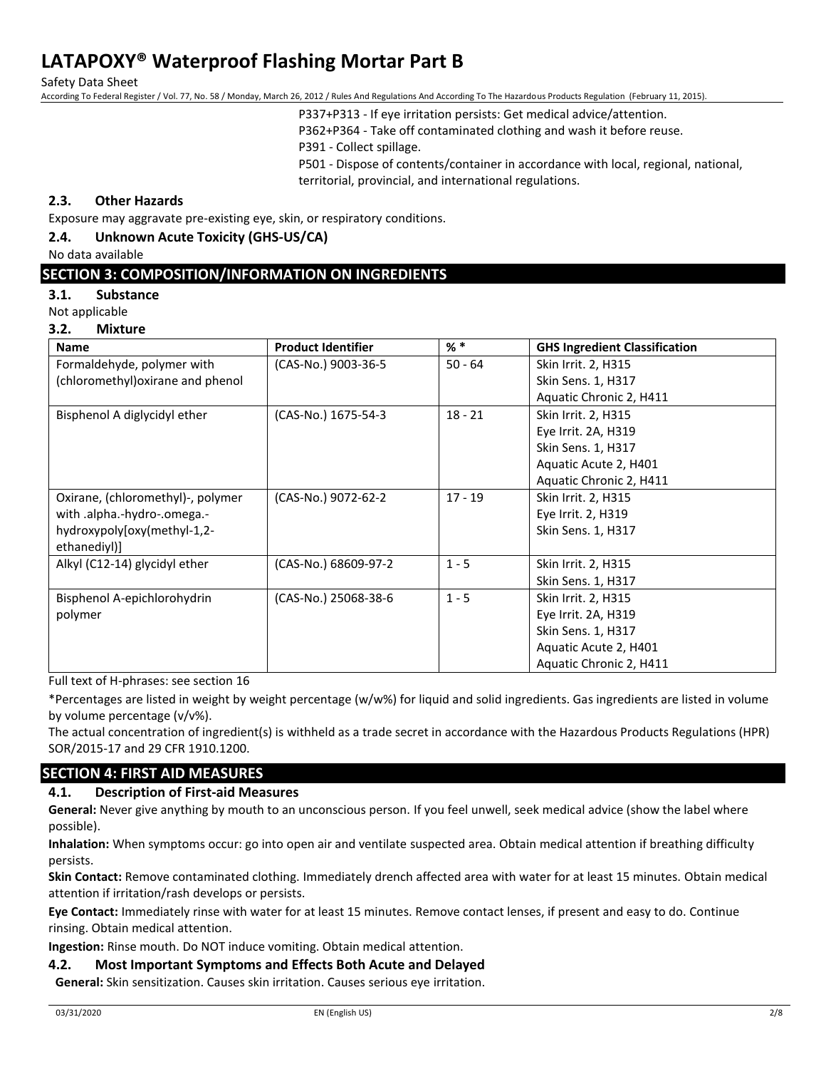P337+P313 - If eye irritation persists: Get medical advice/attention.
P362+P364 - Take off contaminated clothing and wash it before reuse.
P391 - Collect spillage.
P501 - Dispose of contents/container in accordance with local, regional, national, territorial, provincial, and international regulations.

### 2.3. Other Hazards

Exposure may aggravate pre-existing eye, skin, or respiratory conditions.

### 2.4. Unknown Acute Toxicity (GHS-US/CA)

No data available

## SECTION 3: COMPOSITION/INFORMATION ON INGREDIENTS

### 3.1. Substance

Not applicable

### 3.2. Mixture

| Name | Product Identifier | % * | GHS Ingredient Classification |
|---|---|---|---|
| Formaldehyde, polymer with (chloromethyl)oxirane and phenol | (CAS-No.) 9003-36-5 | 50 - 64 | Skin Irrit. 2, H315<br>Skin Sens. 1, H317<br>Aquatic Chronic 2, H411 |
| Bisphenol A diglycidyl ether | (CAS-No.) 1675-54-3 | 18 - 21 | Skin Irrit. 2, H315<br>Eye Irrit. 2A, H319<br>Skin Sens. 1, H317<br>Aquatic Acute 2, H401<br>Aquatic Chronic 2, H411 |
| Oxirane, (chloromethyl)-, polymer with .alpha.-hydro-.omega.-hydroxypoly[oxy(methyl-1,2-ethanediyl)] | (CAS-No.) 9072-62-2 | 17 - 19 | Skin Irrit. 2, H315<br>Eye Irrit. 2, H319<br>Skin Sens. 1, H317 |
| Alkyl (C12-14) glycidyl ether | (CAS-No.) 68609-97-2 | 1 - 5 | Skin Irrit. 2, H315<br>Skin Sens. 1, H317 |
| Bisphenol A-epichlorohydrin polymer | (CAS-No.) 25068-38-6 | 1 - 5 | Skin Irrit. 2, H315<br>Eye Irrit. 2A, H319<br>Skin Sens. 1, H317<br>Aquatic Acute 2, H401<br>Aquatic Chronic 2, H411 |

Full text of H-phrases: see section 16

*Percentages are listed in weight by weight percentage (w/w%) for liquid and solid ingredients. Gas ingredients are listed in volume by volume percentage (v/v%).

The actual concentration of ingredient(s) is withheld as a trade secret in accordance with the Hazardous Products Regulations (HPR) SOR/2015-17 and 29 CFR 1910.1200.

## SECTION 4: FIRST AID MEASURES

### 4.1. Description of First-aid Measures

**General:** Never give anything by mouth to an unconscious person. If you feel unwell, seek medical advice (show the label where possible).

**Inhalation:** When symptoms occur: go into open air and ventilate suspected area. Obtain medical attention if breathing difficulty persists.

**Skin Contact:** Remove contaminated clothing. Immediately drench affected area with water for at least 15 minutes. Obtain medical attention if irritation/rash develops or persists.

**Eye Contact:** Immediately rinse with water for at least 15 minutes. Remove contact lenses, if present and easy to do. Continue rinsing. Obtain medical attention.

**Ingestion:** Rinse mouth. Do NOT induce vomiting. Obtain medical attention.

### 4.2. Most Important Symptoms and Effects Both Acute and Delayed

**General:** Skin sensitization. Causes skin irritation. Causes serious eye irritation.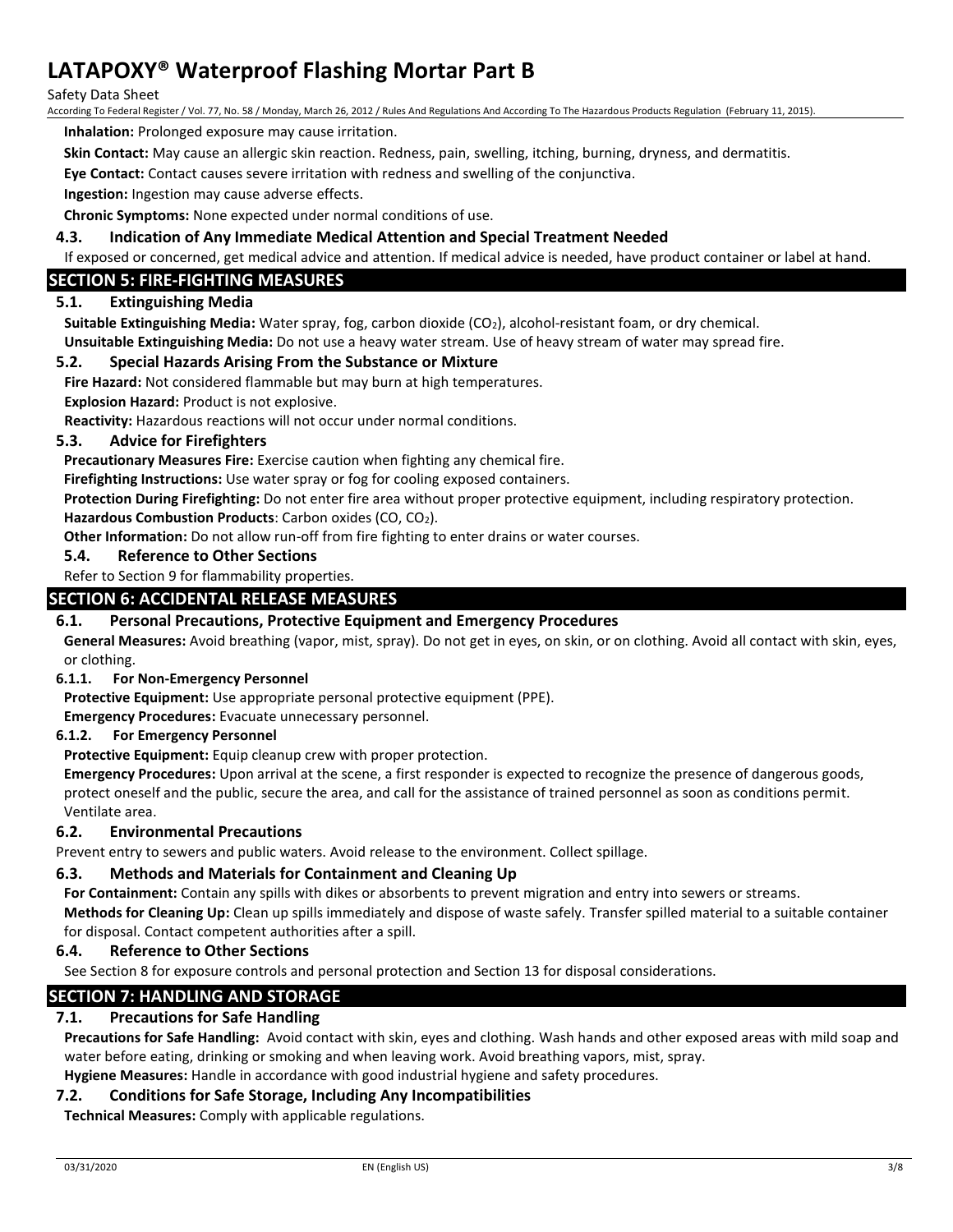**Inhalation:** Prolonged exposure may cause irritation.

**Skin Contact:** May cause an allergic skin reaction. Redness, pain, swelling, itching, burning, dryness, and dermatitis.

**Eye Contact:** Contact causes severe irritation with redness and swelling of the conjunctiva.

**Ingestion:** Ingestion may cause adverse effects.

**Chronic Symptoms:** None expected under normal conditions of use.

### 4.3. Indication of Any Immediate Medical Attention and Special Treatment Needed

If exposed or concerned, get medical advice and attention. If medical advice is needed, have product container or label at hand.

## SECTION 5: FIRE-FIGHTING MEASURES

### 5.1. Extinguishing Media

**Suitable Extinguishing Media:** Water spray, fog, carbon dioxide ($CO_2$), alcohol-resistant foam, or dry chemical.

**Unsuitable Extinguishing Media:** Do not use a heavy water stream. Use of heavy stream of water may spread fire.

### 5.2. Special Hazards Arising From the Substance or Mixture

**Fire Hazard:** Not considered flammable but may burn at high temperatures.

**Explosion Hazard:** Product is not explosive.

**Reactivity:** Hazardous reactions will not occur under normal conditions.

### 5.3. Advice for Firefighters

**Precautionary Measures Fire:** Exercise caution when fighting any chemical fire.

**Firefighting Instructions:** Use water spray or fog for cooling exposed containers.

**Protection During Firefighting:** Do not enter fire area without proper protective equipment, including respiratory protection.

**Hazardous Combustion Products**: Carbon oxides ($CO$, $CO_2$).

**Other Information:** Do not allow run-off from fire fighting to enter drains or water courses.

### 5.4. Reference to Other Sections

Refer to Section 9 for flammability properties.

## SECTION 6: ACCIDENTAL RELEASE MEASURES

### 6.1. Personal Precautions, Protective Equipment and Emergency Procedures

**General Measures:** Avoid breathing (vapor, mist, spray). Do not get in eyes, on skin, or on clothing. Avoid all contact with skin, eyes, or clothing.

#### 6.1.1. For Non-Emergency Personnel

**Protective Equipment:** Use appropriate personal protective equipment (PPE).

**Emergency Procedures:** Evacuate unnecessary personnel.

#### 6.1.2. For Emergency Personnel

**Protective Equipment:** Equip cleanup crew with proper protection.

**Emergency Procedures:** Upon arrival at the scene, a first responder is expected to recognize the presence of dangerous goods, protect oneself and the public, secure the area, and call for the assistance of trained personnel as soon as conditions permit. Ventilate area.

### 6.2. Environmental Precautions

Prevent entry to sewers and public waters. Avoid release to the environment. Collect spillage.

### 6.3. Methods and Materials for Containment and Cleaning Up

**For Containment:** Contain any spills with dikes or absorbents to prevent migration and entry into sewers or streams.

**Methods for Cleaning Up:** Clean up spills immediately and dispose of waste safely. Transfer spilled material to a suitable container for disposal. Contact competent authorities after a spill.

### 6.4. Reference to Other Sections

See Section 8 for exposure controls and personal protection and Section 13 for disposal considerations.

## SECTION 7: HANDLING AND STORAGE

### 7.1. Precautions for Safe Handling

**Precautions for Safe Handling:** Avoid contact with skin, eyes and clothing. Wash hands and other exposed areas with mild soap and water before eating, drinking or smoking and when leaving work. Avoid breathing vapors, mist, spray.

**Hygiene Measures:** Handle in accordance with good industrial hygiene and safety procedures.

### 7.2. Conditions for Safe Storage, Including Any Incompatibilities

**Technical Measures:** Comply with applicable regulations.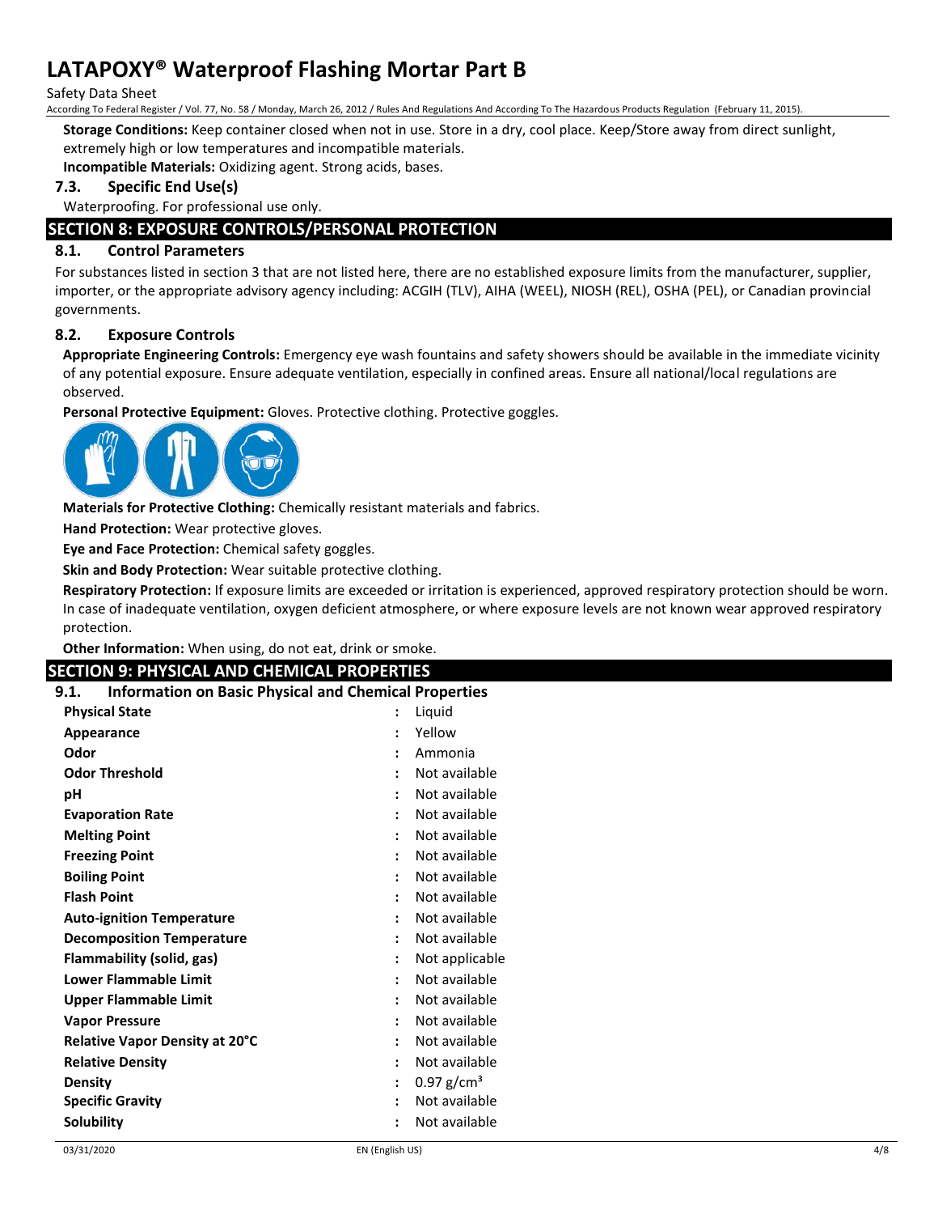**Storage Conditions:** Keep container closed when not in use. Store in a dry, cool place. Keep/Store away from direct sunlight, extremely high or low temperatures and incompatible materials.

**Incompatible Materials:** Oxidizing agent. Strong acids, bases.

### 7.3. Specific End Use(s)

Waterproofing. For professional use only.

## SECTION 8: EXPOSURE CONTROLS/PERSONAL PROTECTION

### 8.1. Control Parameters

For substances listed in section 3 that are not listed here, there are no established exposure limits from the manufacturer, supplier, importer, or the appropriate advisory agency including: ACGIH (TLV), AIHA (WEEL), NIOSH (REL), OSHA (PEL), or Canadian provincial governments.

### 8.2. Exposure Controls

**Appropriate Engineering Controls:** Emergency eye wash fountains and safety showers should be available in the immediate vicinity of any potential exposure. Ensure adequate ventilation, especially in confined areas. Ensure all national/local regulations are observed.

**Personal Protective Equipment:** Gloves. Protective clothing. Protective goggles.

**Materials for Protective Clothing:** Chemically resistant materials and fabrics.

**Hand Protection:** Wear protective gloves.

**Eye and Face Protection:** Chemical safety goggles.

**Skin and Body Protection:** Wear suitable protective clothing.

**Respiratory Protection:** If exposure limits are exceeded or irritation is experienced, approved respiratory protection should be worn. In case of inadequate ventilation, oxygen deficient atmosphere, or where exposure levels are not known wear approved respiratory protection.

**Other Information:** When using, do not eat, drink or smoke.

## SECTION 9: PHYSICAL AND CHEMICAL PROPERTIES

### 9.1. Information on Basic Physical and Chemical Properties

| Property | Value |
|---|---|
| **Physical State** | Liquid |
| **Appearance** | Yellow |
| **Odor** | Ammonia |
| **Odor Threshold** | Not available |
| **pH** | Not available |
| **Evaporation Rate** | Not available |
| **Melting Point** | Not available |
| **Freezing Point** | Not available |
| **Boiling Point** | Not available |
| **Flash Point** | Not available |
| **Auto-ignition Temperature** | Not available |
| **Decomposition Temperature** | Not available |
| **Flammability (solid, gas)** | Not applicable |
| **Lower Flammable Limit** | Not available |
| **Upper Flammable Limit** | Not available |
| **Vapor Pressure** | Not available |
| **Relative Vapor Density at 20°C** | Not available |
| **Relative Density** | Not available |
| **Density** | 0.97 g/cm³ |
| **Specific Gravity** | Not available |
| **Solubility** | Not available |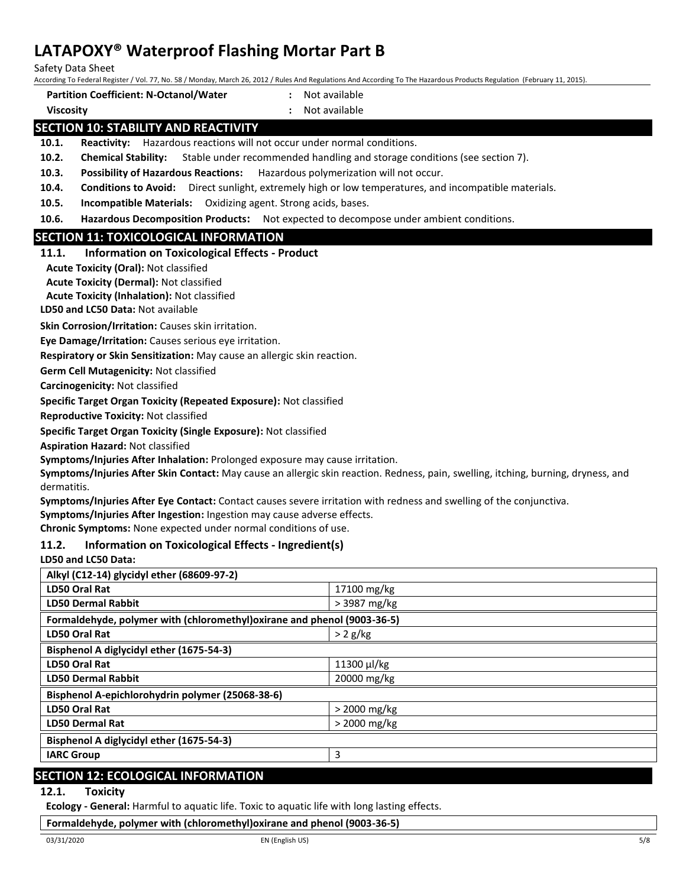| | |
|---|---|
| **Partition Coefficient: N-Octanol/Water** | : Not available |
| **Viscosity** | : Not available |

## SECTION 10: STABILITY AND REACTIVITY

**10.1. Reactivity:** Hazardous reactions will not occur under normal conditions.

**10.2. Chemical Stability:** Stable under recommended handling and storage conditions (see section 7).

**10.3. Possibility of Hazardous Reactions:** Hazardous polymerization will not occur.

**10.4. Conditions to Avoid:** Direct sunlight, extremely high or low temperatures, and incompatible materials.

**10.5. Incompatible Materials:** Oxidizing agent. Strong acids, bases.

**10.6. Hazardous Decomposition Products:** Not expected to decompose under ambient conditions.

## SECTION 11: TOXICOLOGICAL INFORMATION

### 11.1. Information on Toxicological Effects - Product

**Acute Toxicity (Oral):** Not classified

**Acute Toxicity (Dermal):** Not classified

**Acute Toxicity (Inhalation):** Not classified

**LD50 and LC50 Data:** Not available

**Skin Corrosion/Irritation:** Causes skin irritation.

**Eye Damage/Irritation:** Causes serious eye irritation.

**Respiratory or Skin Sensitization:** May cause an allergic skin reaction.

**Germ Cell Mutagenicity:** Not classified

**Carcinogenicity:** Not classified

**Specific Target Organ Toxicity (Repeated Exposure):** Not classified

**Reproductive Toxicity:** Not classified

**Specific Target Organ Toxicity (Single Exposure):** Not classified

**Aspiration Hazard:** Not classified

**Symptoms/Injuries After Inhalation:** Prolonged exposure may cause irritation.

**Symptoms/Injuries After Skin Contact:** May cause an allergic skin reaction. Redness, pain, swelling, itching, burning, dryness, and dermatitis.

**Symptoms/Injuries After Eye Contact:** Contact causes severe irritation with redness and swelling of the conjunctiva.

**Symptoms/Injuries After Ingestion:** Ingestion may cause adverse effects.

**Chronic Symptoms:** None expected under normal conditions of use.

### 11.2. Information on Toxicological Effects - Ingredient(s)

**LD50 and LC50 Data:**

| **Alkyl (C12-14) glycidyl ether (68609-97-2)** | |
|---|---|
| **LD50 Oral Rat** | 17100 mg/kg |
| **LD50 Dermal Rabbit** | > 3987 mg/kg |
| **Formaldehyde, polymer with (chloromethyl)oxirane and phenol (9003-36-5)** | |
| **LD50 Oral Rat** | > 2 g/kg |
| **Bisphenol A diglycidyl ether (1675-54-3)** | |
| **LD50 Oral Rat** | 11300 µl/kg |
| **LD50 Dermal Rabbit** | 20000 mg/kg |
| **Bisphenol A-epichlorohydrin polymer (25068-38-6)** | |
| **LD50 Oral Rat** | > 2000 mg/kg |
| **LD50 Dermal Rat** | > 2000 mg/kg |
| **Bisphenol A diglycidyl ether (1675-54-3)** | |
| **IARC Group** | 3 |

## SECTION 12: ECOLOGICAL INFORMATION

### 12.1. Toxicity

**Ecology - General:** Harmful to aquatic life. Toxic to aquatic life with long lasting effects.

| **Formaldehyde, polymer with (chloromethyl)oxirane and phenol (9003-36-5)** |
|---|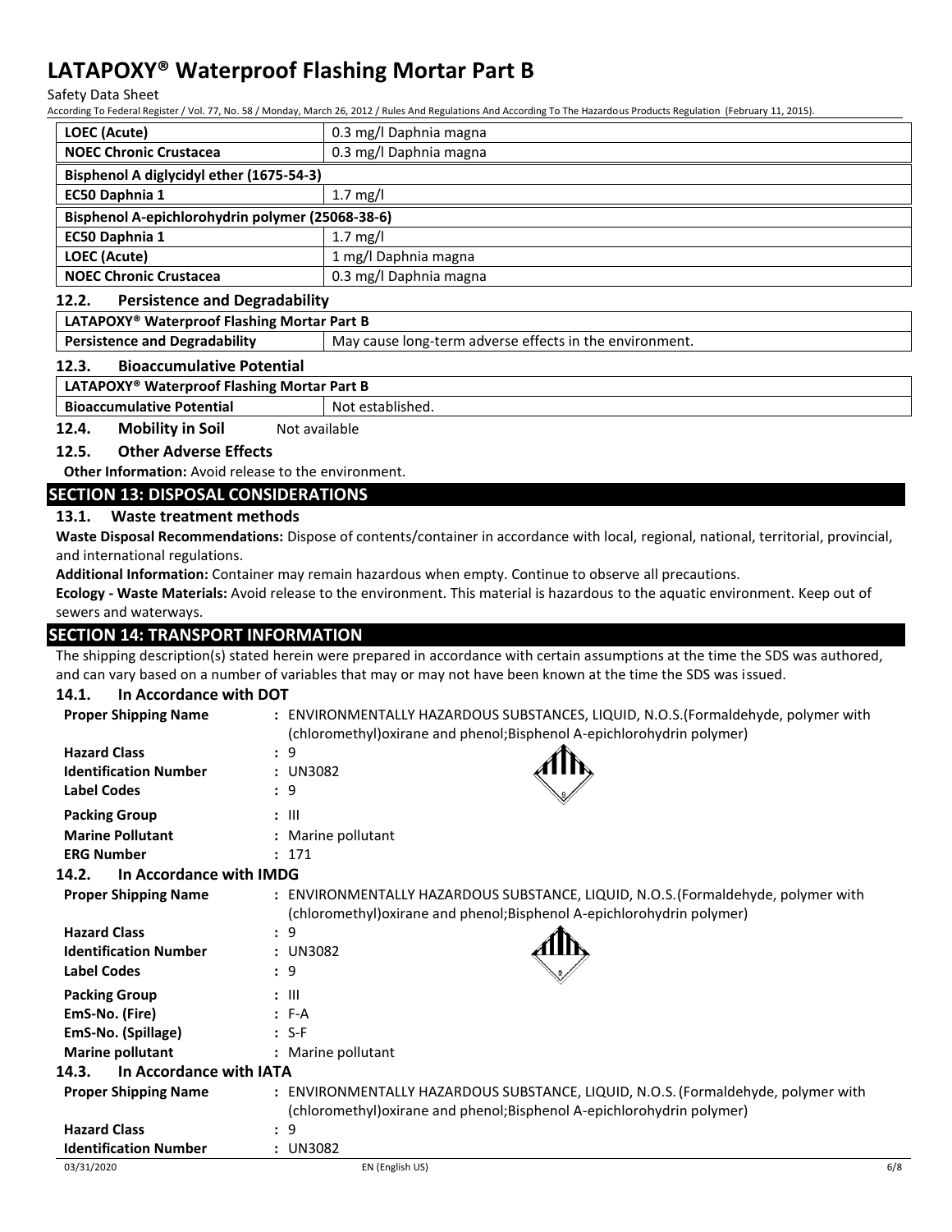| LOEC (Acute) | 0.3 mg/l Daphnia magna |
| --- | --- |
| NOEC Chronic Crustacea | 0.3 mg/l Daphnia magna |
| **Bisphenol A diglycidyl ether (1675-54-3)** | |
| EC50 Daphnia 1 | 1.7 mg/l |
| **Bisphenol A-epichlorohydrin polymer (25068-38-6)** | |
| EC50 Daphnia 1 | 1.7 mg/l |
| LOEC (Acute) | 1 mg/l Daphnia magna |
| NOEC Chronic Crustacea | 0.3 mg/l Daphnia magna |

### 12.2. Persistence and Degradability

| LATAPOXY® Waterproof Flashing Mortar Part B | |
| --- | --- |
| Persistence and Degradability | May cause long-term adverse effects in the environment. |

### 12.3. Bioaccumulative Potential

| LATAPOXY® Waterproof Flashing Mortar Part B | |
| --- | --- |
| Bioaccumulative Potential | Not established. |

### 12.4. Mobility in Soil
Not available

### 12.5. Other Adverse Effects

**Other Information:** Avoid release to the environment.

## SECTION 13: DISPOSAL CONSIDERATIONS

### 13.1. Waste treatment methods

**Waste Disposal Recommendations:** Dispose of contents/container in accordance with local, regional, national, territorial, provincial, and international regulations.

**Additional Information:** Container may remain hazardous when empty. Continue to observe all precautions.

**Ecology - Waste Materials:** Avoid release to the environment. This material is hazardous to the aquatic environment. Keep out of sewers and waterways.

## SECTION 14: TRANSPORT INFORMATION

The shipping description(s) stated herein were prepared in accordance with certain assumptions at the time the SDS was authored, and can vary based on a number of variables that may or may not have been known at the time the SDS was issued.

### 14.1. In Accordance with DOT

**Proper Shipping Name** : ENVIRONMENTALLY HAZARDOUS SUBSTANCES, LIQUID, N.O.S.(Formaldehyde, polymer with (chloromethyl)oxirane and phenol;Bisphenol A-epichlorohydrin polymer)

**Hazard Class** : 9

**Identification Number** : UN3082

**Label Codes** : 9

**Packing Group** : III

**Marine Pollutant** : Marine pollutant

**ERG Number** : 171

### 14.2. In Accordance with IMDG

**Proper Shipping Name** : ENVIRONMENTALLY HAZARDOUS SUBSTANCE, LIQUID, N.O.S.(Formaldehyde, polymer with (chloromethyl)oxirane and phenol;Bisphenol A-epichlorohydrin polymer)

**Hazard Class** : 9

**Identification Number** : UN3082

**Label Codes** : 9

**Packing Group** : III

**EmS-No. (Fire)** : F-A

**EmS-No. (Spillage)** : S-F

**Marine pollutant** : Marine pollutant

### 14.3. In Accordance with IATA

**Proper Shipping Name** : ENVIRONMENTALLY HAZARDOUS SUBSTANCE, LIQUID, N.O.S. (Formaldehyde, polymer with (chloromethyl)oxirane and phenol;Bisphenol A-epichlorohydrin polymer)

**Hazard Class** : 9

**Identification Number** : UN3082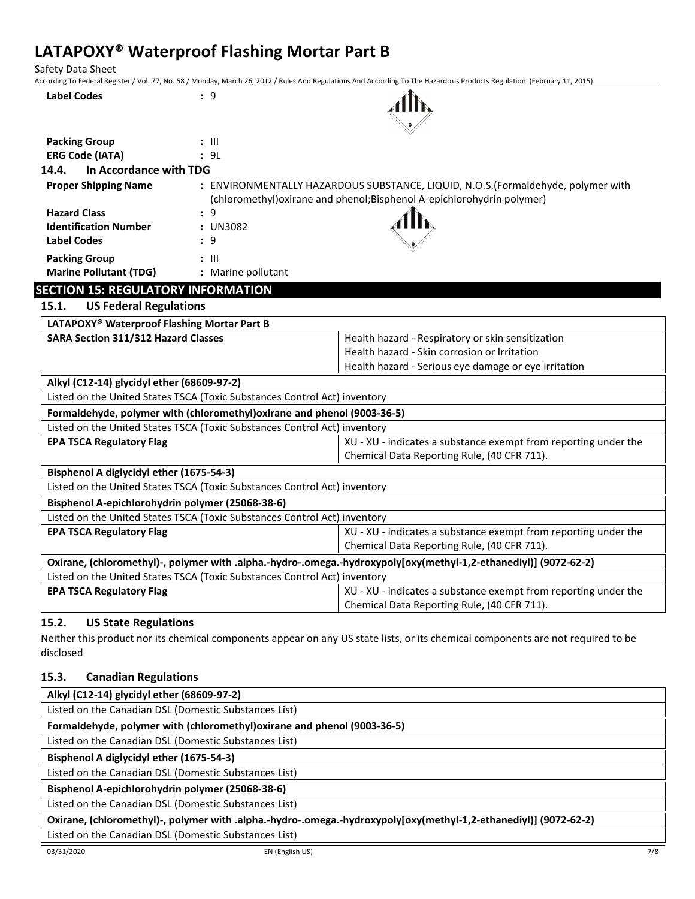| | |
|---|---|
| **Label Codes** | : 9 |
| **Packing Group** | : III |
| **ERG Code (IATA)** | : 9L |

### 14.4. In Accordance with TDG

| | |
|---|---|
| **Proper Shipping Name** | : ENVIRONMENTALLY HAZARDOUS SUBSTANCE, LIQUID, N.O.S.(Formaldehyde, polymer with (chloromethyl)oxirane and phenol;Bisphenol A-epichlorohydrin polymer) |
| **Hazard Class** | : 9 |
| **Identification Number** | : UN3082 |
| **Label Codes** | : 9 |
| **Packing Group** | : III |
| **Marine Pollutant (TDG)** | : Marine pollutant |

## SECTION 15: REGULATORY INFORMATION

### 15.1. US Federal Regulations

| **LATAPOXY® Waterproof Flashing Mortar Part B** | |
|---|---|
| **SARA Section 311/312 Hazard Classes** | Health hazard - Respiratory or skin sensitization<br>Health hazard - Skin corrosion or Irritation<br>Health hazard - Serious eye damage or eye irritation |
| **Alkyl (C12-14) glycidyl ether (68609-97-2)** | |
| Listed on the United States TSCA (Toxic Substances Control Act) inventory | |
| **Formaldehyde, polymer with (chloromethyl)oxirane and phenol (9003-36-5)** | |
| Listed on the United States TSCA (Toxic Substances Control Act) inventory | |
| **EPA TSCA Regulatory Flag** | XU - XU - indicates a substance exempt from reporting under the Chemical Data Reporting Rule, (40 CFR 711). |
| **Bisphenol A diglycidyl ether (1675-54-3)** | |
| Listed on the United States TSCA (Toxic Substances Control Act) inventory | |
| **Bisphenol A-epichlorohydrin polymer (25068-38-6)** | |
| Listed on the United States TSCA (Toxic Substances Control Act) inventory | |
| **EPA TSCA Regulatory Flag** | XU - XU - indicates a substance exempt from reporting under the Chemical Data Reporting Rule, (40 CFR 711). |
| **Oxirane, (chloromethyl)-, polymer with .alpha.-hydro-.omega.-hydroxypoly[oxy(methyl-1,2-ethanediyl)] (9072-62-2)** | |
| Listed on the United States TSCA (Toxic Substances Control Act) inventory | |
| **EPA TSCA Regulatory Flag** | XU - XU - indicates a substance exempt from reporting under the Chemical Data Reporting Rule, (40 CFR 711). |

### 15.2. US State Regulations

Neither this product nor its chemical components appear on any US state lists, or its chemical components are not required to be disclosed

### 15.3. Canadian Regulations

| **Alkyl (C12-14) glycidyl ether (68609-97-2)** |
|---|
| Listed on the Canadian DSL (Domestic Substances List) |
| **Formaldehyde, polymer with (chloromethyl)oxirane and phenol (9003-36-5)** |
| Listed on the Canadian DSL (Domestic Substances List) |
| **Bisphenol A diglycidyl ether (1675-54-3)** |
| Listed on the Canadian DSL (Domestic Substances List) |
| **Bisphenol A-epichlorohydrin polymer (25068-38-6)** |
| Listed on the Canadian DSL (Domestic Substances List) |
| **Oxirane, (chloromethyl)-, polymer with .alpha.-hydro-.omega.-hydroxypoly[oxy(methyl-1,2-ethanediyl)] (9072-62-2)** |
| Listed on the Canadian DSL (Domestic Substances List) |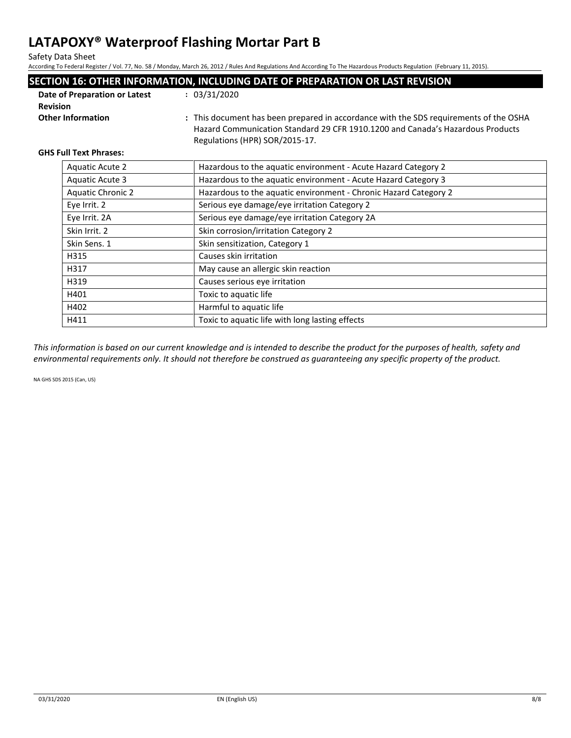## SECTION 16: OTHER INFORMATION, INCLUDING DATE OF PREPARATION OR LAST REVISION

**Date of Preparation or Latest Revision** : 03/31/2020

**Other Information** : This document has been prepared in accordance with the SDS requirements of the OSHA Hazard Communication Standard 29 CFR 1910.1200 and Canada's Hazardous Products Regulations (HPR) SOR/2015-17.

**GHS Full Text Phrases:**

| | |
|---|---|
| Aquatic Acute 2 | Hazardous to the aquatic environment - Acute Hazard Category 2 |
| Aquatic Acute 3 | Hazardous to the aquatic environment - Acute Hazard Category 3 |
| Aquatic Chronic 2 | Hazardous to the aquatic environment - Chronic Hazard Category 2 |
| Eye Irrit. 2 | Serious eye damage/eye irritation Category 2 |
| Eye Irrit. 2A | Serious eye damage/eye irritation Category 2A |
| Skin Irrit. 2 | Skin corrosion/irritation Category 2 |
| Skin Sens. 1 | Skin sensitization, Category 1 |
| H315 | Causes skin irritation |
| H317 | May cause an allergic skin reaction |
| H319 | Causes serious eye irritation |
| H401 | Toxic to aquatic life |
| H402 | Harmful to aquatic life |
| H411 | Toxic to aquatic life with long lasting effects |

*This information is based on our current knowledge and is intended to describe the product for the purposes of health, safety and environmental requirements only. It should not therefore be construed as guaranteeing any specific property of the product.*

NA GHS SDS 2015 (Can, US)